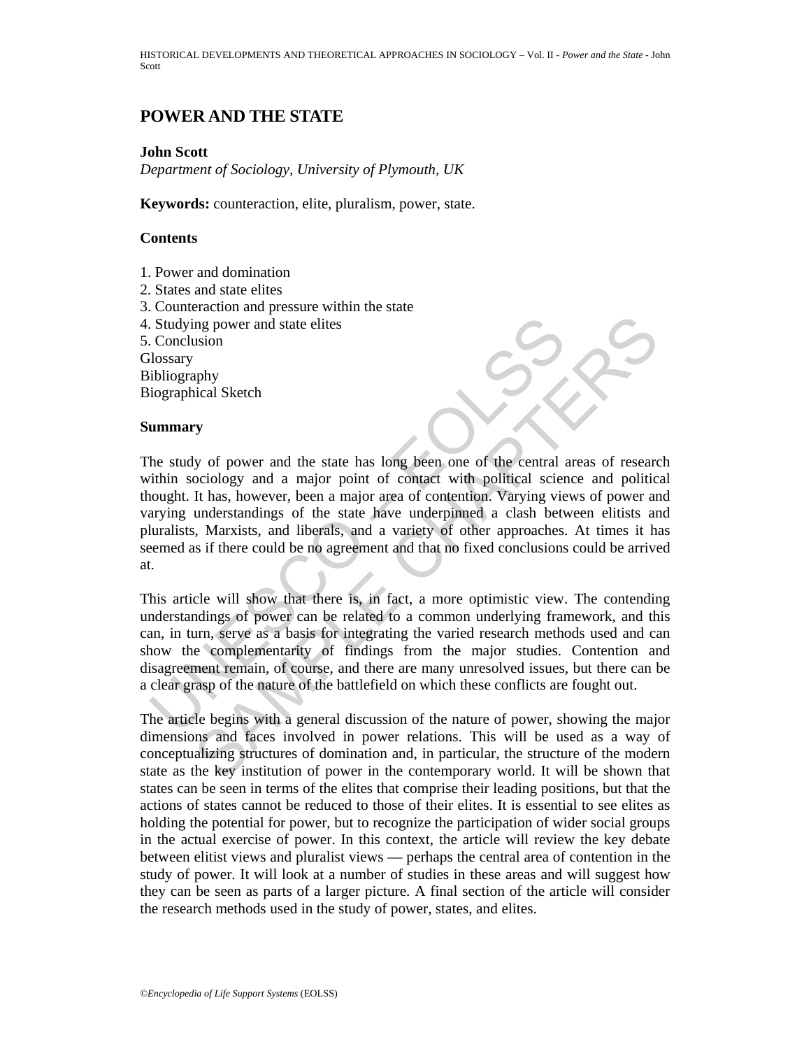# POWER AND THE STATE

**John Scott**

*Department of Sociology, University of Plymouth, UK*

**Keywords:** counteraction, elite, pluralism, power, state.

## Contents

1. Power and domination
2. States and state elites
3. Counteraction and pressure within the state
4. Studying power and state elites
5. Conclusion

Glossary
Bibliography
Biographical Sketch

## Summary

The study of power and the state has long been one of the central areas of research within sociology and a major point of contact with political science and political thought. It has, however, been a major area of contention. Varying views of power and varying understandings of the state have underpinned a clash between elitists and pluralists, Marxists, and liberals, and a variety of other approaches. At times it has seemed as if there could be no agreement and that no fixed conclusions could be arrived at.

This article will show that there is, in fact, a more optimistic view. The contending understandings of power can be related to a common underlying framework, and this can, in turn, serve as a basis for integrating the varied research methods used and can show the complementarity of findings from the major studies. Contention and disagreement remain, of course, and there are many unresolved issues, but there can be a clear grasp of the nature of the battlefield on which these conflicts are fought out.

The article begins with a general discussion of the nature of power, showing the major dimensions and faces involved in power relations. This will be used as a way of conceptualizing structures of domination and, in particular, the structure of the modern state as the key institution of power in the contemporary world. It will be shown that states can be seen in terms of the elites that comprise their leading positions, but that the actions of states cannot be reduced to those of their elites. It is essential to see elites as holding the potential for power, but to recognize the participation of wider social groups in the actual exercise of power. In this context, the article will review the key debate between elitist views and pluralist views — perhaps the central area of contention in the study of power. It will look at a number of studies in these areas and will suggest how they can be seen as parts of a larger picture. A final section of the article will consider the research methods used in the study of power, states, and elites.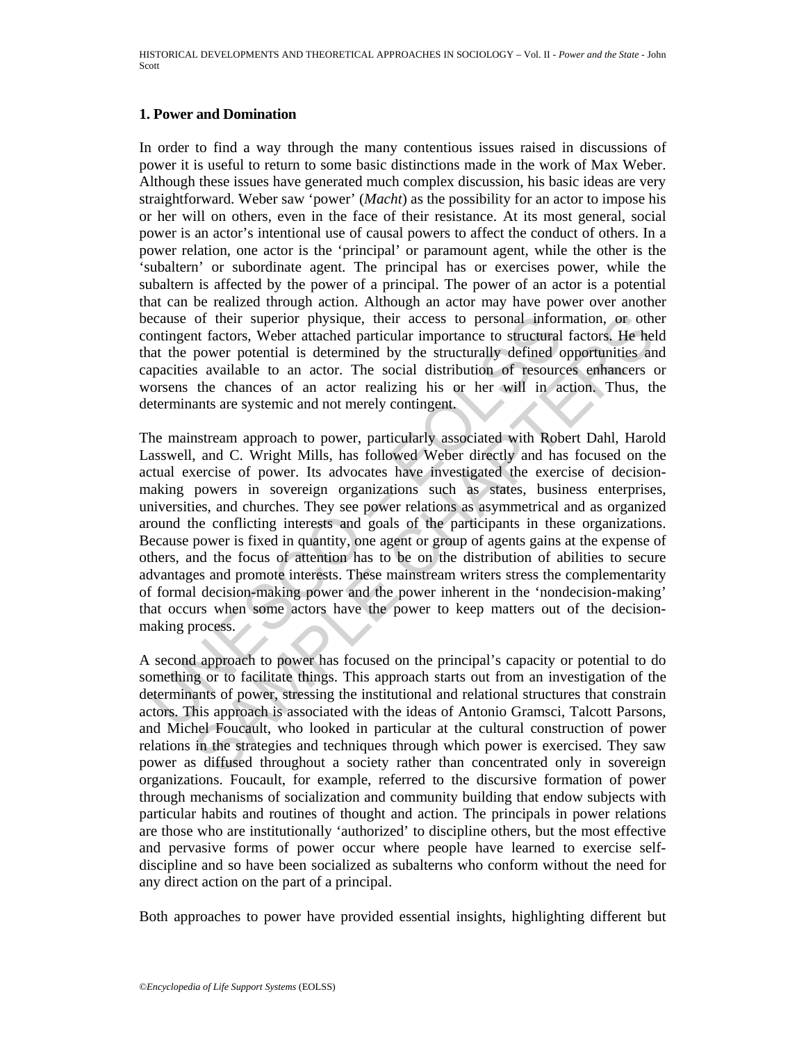## 1. Power and Domination

In order to find a way through the many contentious issues raised in discussions of power it is useful to return to some basic distinctions made in the work of Max Weber. Although these issues have generated much complex discussion, his basic ideas are very straightforward. Weber saw 'power' (*Macht*) as the possibility for an actor to impose his or her will on others, even in the face of their resistance. At its most general, social power is an actor's intentional use of causal powers to affect the conduct of others. In a power relation, one actor is the 'principal' or paramount agent, while the other is the 'subaltern' or subordinate agent. The principal has or exercises power, while the subaltern is affected by the power of a principal. The power of an actor is a potential that can be realized through action. Although an actor may have power over another because of their superior physique, their access to personal information, or other contingent factors, Weber attached particular importance to structural factors. He held that the power potential is determined by the structurally defined opportunities and capacities available to an actor. The social distribution of resources enhancers or worsens the chances of an actor realizing his or her will in action. Thus, the determinants are systemic and not merely contingent.

The mainstream approach to power, particularly associated with Robert Dahl, Harold Lasswell, and C. Wright Mills, has followed Weber directly and has focused on the actual exercise of power. Its advocates have investigated the exercise of decision-making powers in sovereign organizations such as states, business enterprises, universities, and churches. They see power relations as asymmetrical and as organized around the conflicting interests and goals of the participants in these organizations. Because power is fixed in quantity, one agent or group of agents gains at the expense of others, and the focus of attention has to be on the distribution of abilities to secure advantages and promote interests. These mainstream writers stress the complementarity of formal decision-making power and the power inherent in the 'nondecision-making' that occurs when some actors have the power to keep matters out of the decision-making process.

A second approach to power has focused on the principal's capacity or potential to do something or to facilitate things. This approach starts out from an investigation of the determinants of power, stressing the institutional and relational structures that constrain actors. This approach is associated with the ideas of Antonio Gramsci, Talcott Parsons, and Michel Foucault, who looked in particular at the cultural construction of power relations in the strategies and techniques through which power is exercised. They saw power as diffused throughout a society rather than concentrated only in sovereign organizations. Foucault, for example, referred to the discursive formation of power through mechanisms of socialization and community building that endow subjects with particular habits and routines of thought and action. The principals in power relations are those who are institutionally 'authorized' to discipline others, but the most effective and pervasive forms of power occur where people have learned to exercise self-discipline and so have been socialized as subalterns who conform without the need for any direct action on the part of a principal.

Both approaches to power have provided essential insights, highlighting different but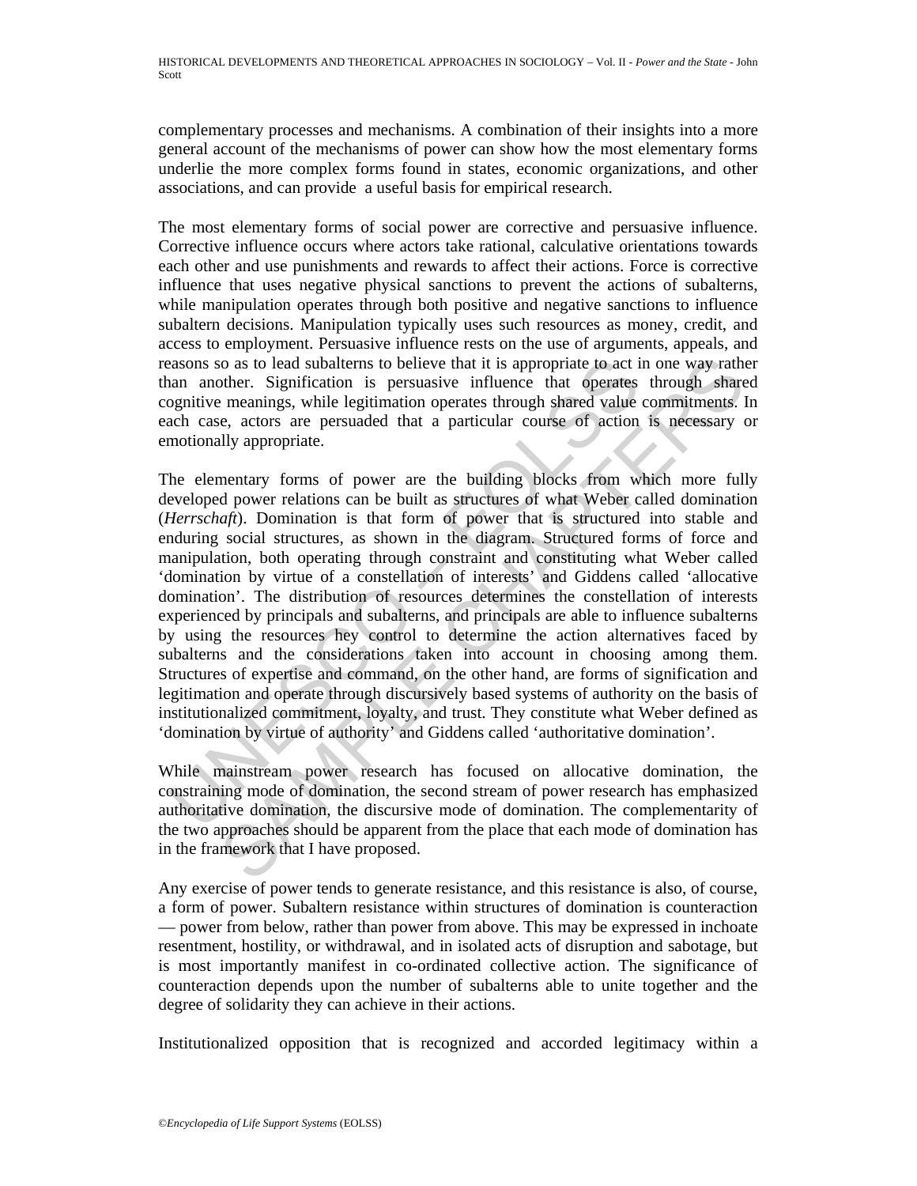complementary processes and mechanisms. A combination of their insights into a more general account of the mechanisms of power can show how the most elementary forms underlie the more complex forms found in states, economic organizations, and other associations, and can provide a useful basis for empirical research.

The most elementary forms of social power are corrective and persuasive influence. Corrective influence occurs where actors take rational, calculative orientations towards each other and use punishments and rewards to affect their actions. Force is corrective influence that uses negative physical sanctions to prevent the actions of subalterns, while manipulation operates through both positive and negative sanctions to influence subaltern decisions. Manipulation typically uses such resources as money, credit, and access to employment. Persuasive influence rests on the use of arguments, appeals, and reasons so as to lead subalterns to believe that it is appropriate to act in one way rather than another. Signification is persuasive influence that operates through shared cognitive meanings, while legitimation operates through shared value commitments. In each case, actors are persuaded that a particular course of action is necessary or emotionally appropriate.

The elementary forms of power are the building blocks from which more fully developed power relations can be built as structures of what Weber called domination (*Herrschaft*). Domination is that form of power that is structured into stable and enduring social structures, as shown in the diagram. Structured forms of force and manipulation, both operating through constraint and constituting what Weber called 'domination by virtue of a constellation of interests' and Giddens called 'allocative domination'. The distribution of resources determines the constellation of interests experienced by principals and subalterns, and principals are able to influence subalterns by using the resources hey control to determine the action alternatives faced by subalterns and the considerations taken into account in choosing among them. Structures of expertise and command, on the other hand, are forms of signification and legitimation and operate through discursively based systems of authority on the basis of institutionalized commitment, loyalty, and trust. They constitute what Weber defined as 'domination by virtue of authority' and Giddens called 'authoritative domination'.

While mainstream power research has focused on allocative domination, the constraining mode of domination, the second stream of power research has emphasized authoritative domination, the discursive mode of domination. The complementarity of the two approaches should be apparent from the place that each mode of domination has in the framework that I have proposed.

Any exercise of power tends to generate resistance, and this resistance is also, of course, a form of power. Subaltern resistance within structures of domination is counteraction — power from below, rather than power from above. This may be expressed in inchoate resentment, hostility, or withdrawal, and in isolated acts of disruption and sabotage, but is most importantly manifest in co-ordinated collective action. The significance of counteraction depends upon the number of subalterns able to unite together and the degree of solidarity they can achieve in their actions.

Institutionalized opposition that is recognized and accorded legitimacy within a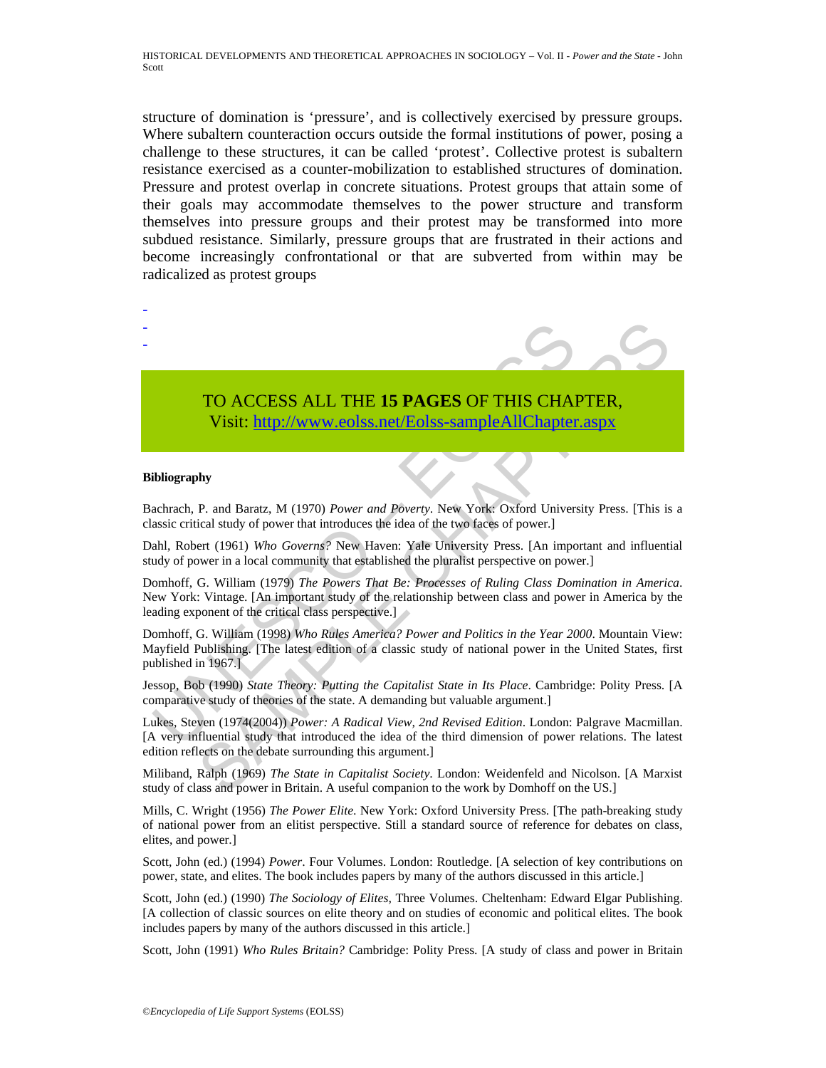structure of domination is 'pressure', and is collectively exercised by pressure groups. Where subaltern counteraction occurs outside the formal institutions of power, posing a challenge to these structures, it can be called 'protest'. Collective protest is subaltern resistance exercised as a counter-mobilization to established structures of domination. Pressure and protest overlap in concrete situations. Protest groups that attain some of their goals may accommodate themselves to the power structure and transform themselves into pressure groups and their protest may be transformed into more subdued resistance. Similarly, pressure groups that are frustrated in their actions and become increasingly confrontational or that are subverted from within may be radicalized as protest groups

-
-
-

TO ACCESS ALL THE **15 PAGES** OF THIS CHAPTER,
Visit: http://www.eolss.net/Eolss-sampleAllChapter.aspx

**Bibliography**

Bachrach, P. and Baratz, M (1970) *Power and Poverty*. New York: Oxford University Press. [This is a classic critical study of power that introduces the idea of the two faces of power.]

Dahl, Robert (1961) *Who Governs?* New Haven: Yale University Press. [An important and influential study of power in a local community that established the pluralist perspective on power.]

Domhoff, G. William (1979) *The Powers That Be: Processes of Ruling Class Domination in America*. New York: Vintage. [An important study of the relationship between class and power in America by the leading exponent of the critical class perspective.]

Domhoff, G. William (1998) *Who Rules America? Power and Politics in the Year 2000*. Mountain View: Mayfield Publishing. [The latest edition of a classic study of national power in the United States, first published in 1967.]

Jessop, Bob (1990) *State Theory: Putting the Capitalist State in Its Place*. Cambridge: Polity Press. [A comparative study of theories of the state. A demanding but valuable argument.]

Lukes, Steven (1974(2004)) *Power: A Radical View, 2nd Revised Edition*. London: Palgrave Macmillan. [A very influential study that introduced the idea of the third dimension of power relations. The latest edition reflects on the debate surrounding this argument.]

Miliband, Ralph (1969) *The State in Capitalist Society*. London: Weidenfeld and Nicolson. [A Marxist study of class and power in Britain. A useful companion to the work by Domhoff on the US.]

Mills, C. Wright (1956) *The Power Elite*. New York: Oxford University Press. [The path-breaking study of national power from an elitist perspective. Still a standard source of reference for debates on class, elites, and power.]

Scott, John (ed.) (1994) *Power*. Four Volumes. London: Routledge. [A selection of key contributions on power, state, and elites. The book includes papers by many of the authors discussed in this article.]

Scott, John (ed.) (1990) *The Sociology of Elites,* Three Volumes. Cheltenham: Edward Elgar Publishing. [A collection of classic sources on elite theory and on studies of economic and political elites. The book includes papers by many of the authors discussed in this article.]

Scott, John (1991) *Who Rules Britain?* Cambridge: Polity Press. [A study of class and power in Britain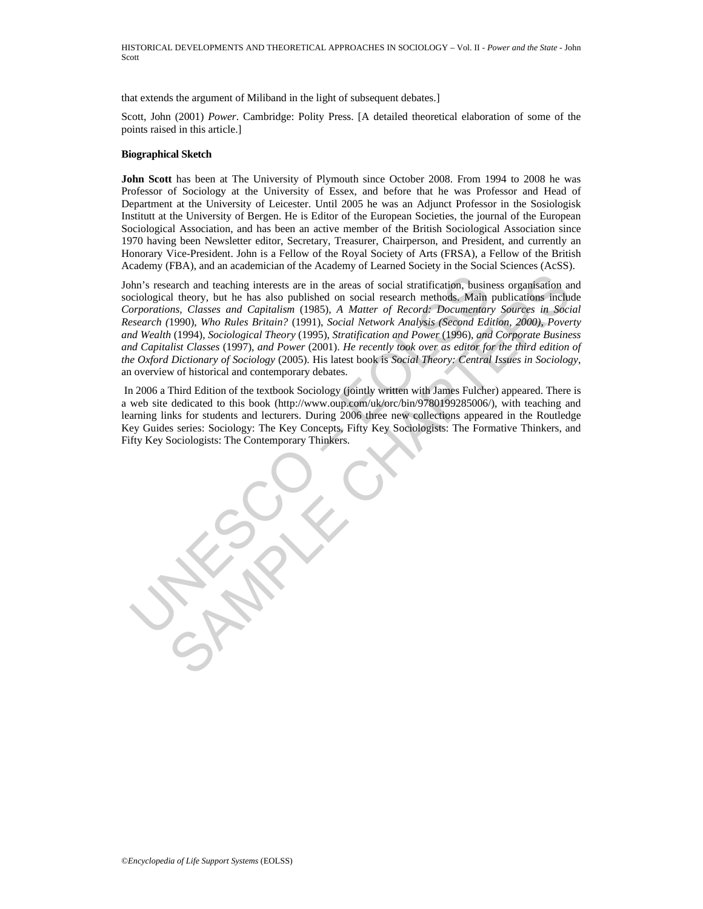that extends the argument of Miliband in the light of subsequent debates.]

Scott, John (2001) *Power*. Cambridge: Polity Press. [A detailed theoretical elaboration of some of the points raised in this article.]

**Biographical Sketch**

**John Scott** has been at The University of Plymouth since October 2008. From 1994 to 2008 he was Professor of Sociology at the University of Essex, and before that he was Professor and Head of Department at the University of Leicester. Until 2005 he was an Adjunct Professor in the Sosiologisk Institutt at the University of Bergen. He is Editor of the European Societies, the journal of the European Sociological Association, and has been an active member of the British Sociological Association since 1970 having been Newsletter editor, Secretary, Treasurer, Chairperson, and President, and currently an Honorary Vice-President. John is a Fellow of the Royal Society of Arts (FRSA), a Fellow of the British Academy (FBA), and an academician of the Academy of Learned Society in the Social Sciences (AcSS).

John's research and teaching interests are in the areas of social stratification, business organisation and sociological theory, but he has also published on social research methods. Main publications include *Corporations, Classes and Capitalism* (1985), *A Matter of Record: Documentary Sources in Social Research (*1990), *Who Rules Britain?* (1991), *Social Network Analysis (Second Edition, 2000), Poverty and Wealth* (1994), *Sociological Theory* (1995), *Stratification and Power* (1996), *and Corporate Business and Capitalist Classes* (1997), *and Power* (2001). *He recently took over as editor for the third edition of the Oxford Dictionary of Sociology* (2005). His latest book is *Social Theory: Central Issues in Sociology*, an overview of historical and contemporary debates.

In 2006 a Third Edition of the textbook Sociology (jointly written with James Fulcher) appeared. There is a web site dedicated to this book (http://www.oup.com/uk/orc/bin/9780199285006/), with teaching and learning links for students and lecturers. During 2006 three new collections appeared in the Routledge Key Guides series: Sociology: The Key Concepts, Fifty Key Sociologists: The Formative Thinkers, and Fifty Key Sociologists: The Contemporary Thinkers.